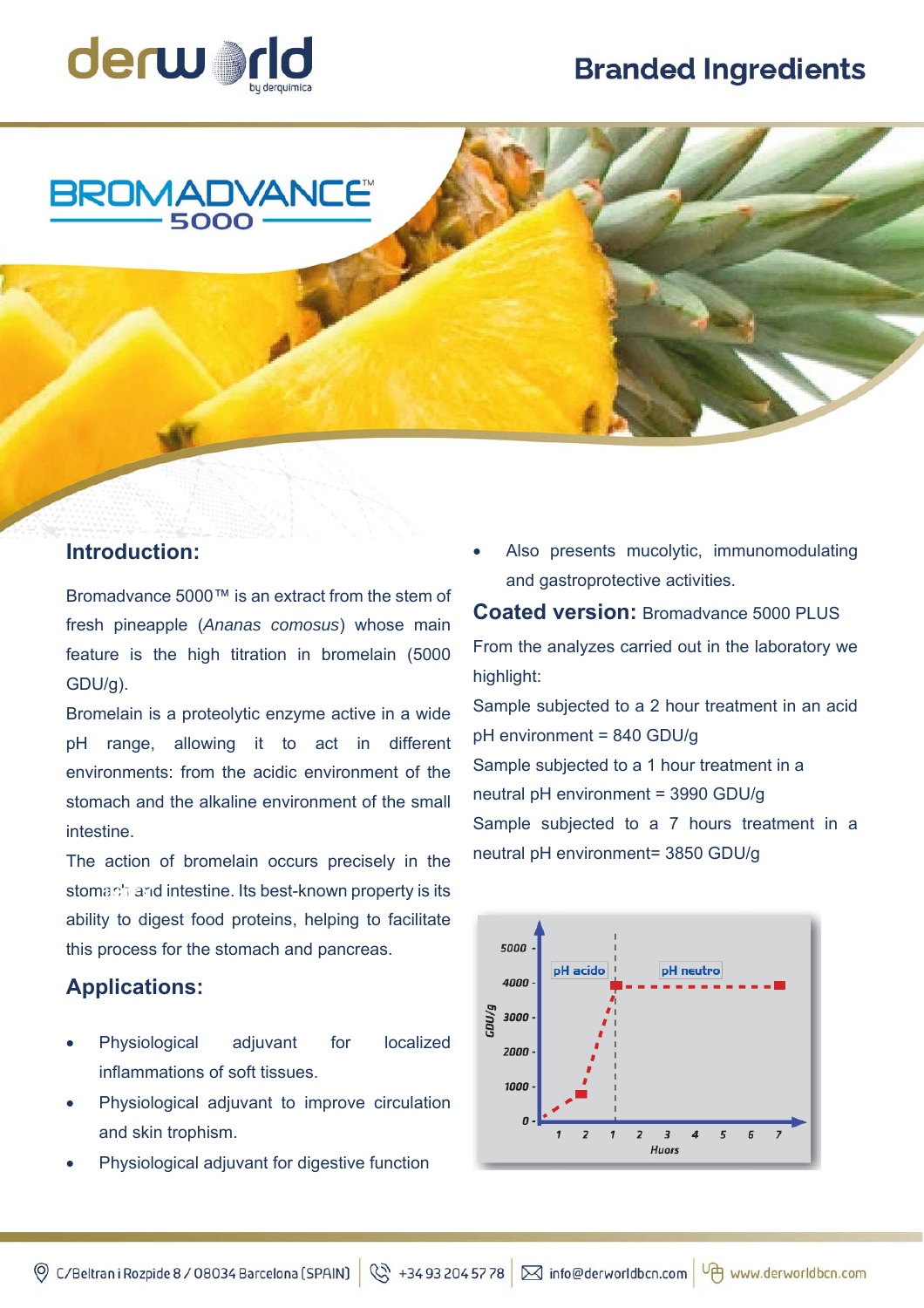derworld by derquimica

# Branded Ingredients

## BROMADVANCE™ 5000

## Introduction:

Bromadvance 5000™ is an extract from the stem of fresh pineapple (*Ananas comosus*) whose main feature is the high titration in bromelain (5000 GDU/g).

Bromelain is a proteolytic enzyme active in a wide pH range, allowing it to act in different environments: from the acidic environment of the stomach and the alkaline environment of the small intestine.

The action of bromelain occurs precisely in the stomach and intestine. Its best-known property is its ability to digest food proteins, helping to facilitate this process for the stomach and pancreas.

## Applications:

- Physiological adjuvant for localized inflammations of soft tissues.
- Physiological adjuvant to improve circulation and skin trophism.
- Physiological adjuvant for digestive function
- Also presents mucolytic, immunomodulating and gastroprotective activities.

**Coated version:** Bromadvance 5000 PLUS

From the analyzes carried out in the laboratory we highlight:

Sample subjected to a 2 hour treatment in an acid pH environment = 840 GDU/g

Sample subjected to a 1 hour treatment in a neutral pH environment = 3990 GDU/g

Sample subjected to a 7 hours treatment in a neutral pH environment= 3850 GDU/g

C/Beltran i Rozpide 8 / 08034 Barcelona (SPAIN) | +34 93 204 57 78 | info@derworldbcn.com | www.derworldbcn.com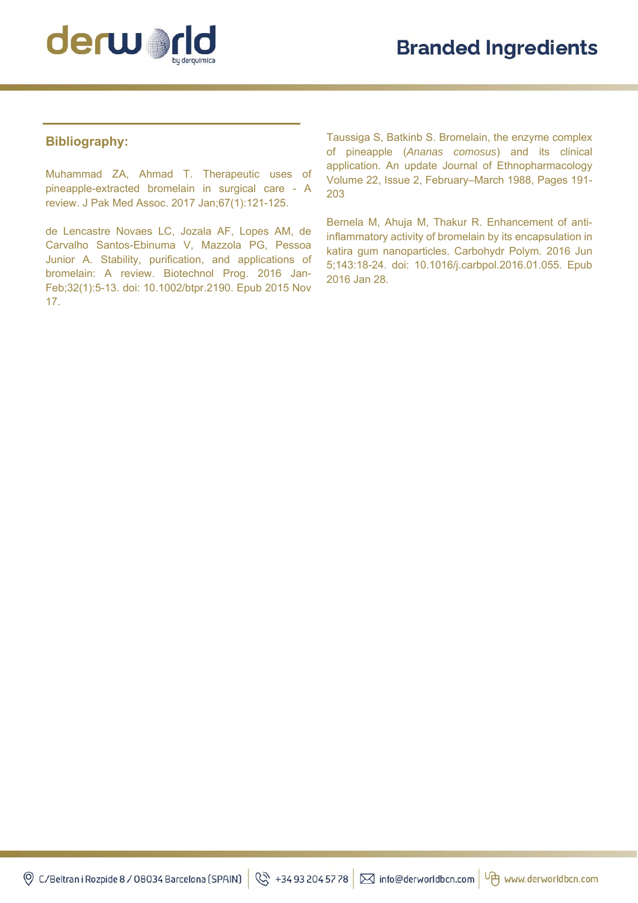## Bibliography:

Muhammad ZA, Ahmad T. Therapeutic uses of pineapple-extracted bromelain in surgical care - A review. J Pak Med Assoc. 2017 Jan;67(1):121-125.

de Lencastre Novaes LC, Jozala AF, Lopes AM, de Carvalho Santos-Ebinuma V, Mazzola PG, Pessoa Junior A. Stability, purification, and applications of bromelain: A review. Biotechnol Prog. 2016 Jan-Feb;32(1):5-13. doi: 10.1002/btpr.2190. Epub 2015 Nov 17.

Taussiga S, Batkinb S. Bromelain, the enzyme complex of pineapple (*Ananas comosus*) and its clinical application. An update Journal of Ethnopharmacology Volume 22, Issue 2, February–March 1988, Pages 191-203

Bernela M, Ahuja M, Thakur R. Enhancement of anti-inflammatory activity of bromelain by its encapsulation in katira gum nanoparticles. Carbohydr Polym. 2016 Jun 5;143:18-24. doi: 10.1016/j.carbpol.2016.01.055. Epub 2016 Jan 28.